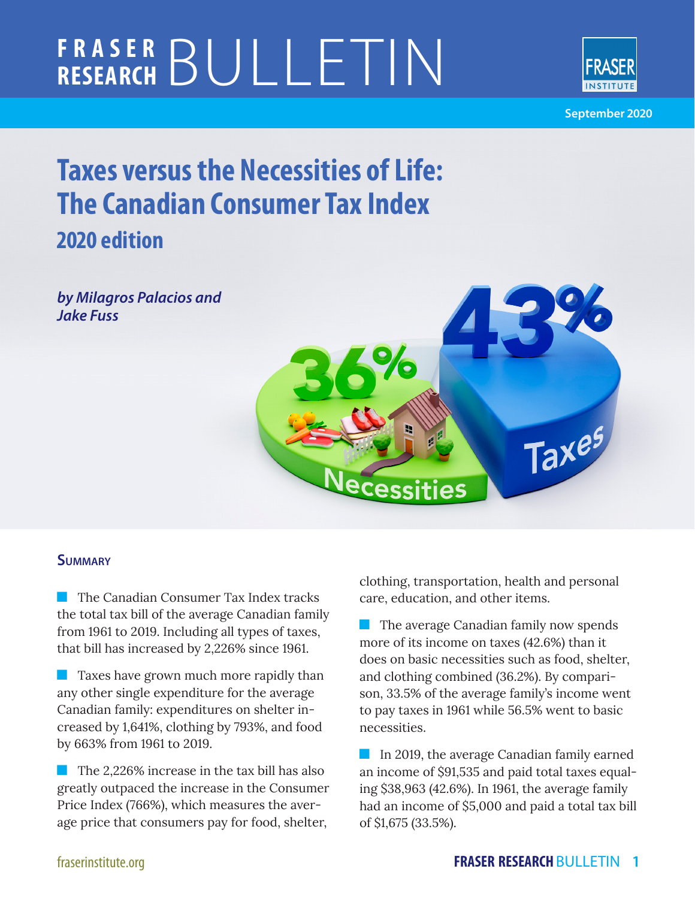# Fraser Research Bulletin

September 2020

# Taxes versus the Necessities of Life: The Canadian Consumer Tax Index

## 2020 edition

*by Milagros Palacios and Jake Fuss*

### Summary

- The Canadian Consumer Tax Index tracks the total tax bill of the average Canadian family from 1961 to 2019. Including all types of taxes, that bill has increased by 2,226% since 1961.
- Taxes have grown much more rapidly than any other single expenditure for the average Canadian family: expenditures on shelter increased by 1,641%, clothing by 793%, and food by 663% from 1961 to 2019.
- The 2,226% increase in the tax bill has also greatly outpaced the increase in the Consumer Price Index (766%), which measures the average price that consumers pay for food, shelter, clothing, transportation, health and personal care, education, and other items.
- The average Canadian family now spends more of its income on taxes (42.6%) than it does on basic necessities such as food, shelter, and clothing combined (36.2%). By comparison, 33.5% of the average family's income went to pay taxes in 1961 while 56.5% went to basic necessities.
- In 2019, the average Canadian family earned an income of $91,535 and paid total taxes equaling $38,963 (42.6%). In 1961, the average family had an income of $5,000 and paid a total tax bill of $1,675 (33.5%).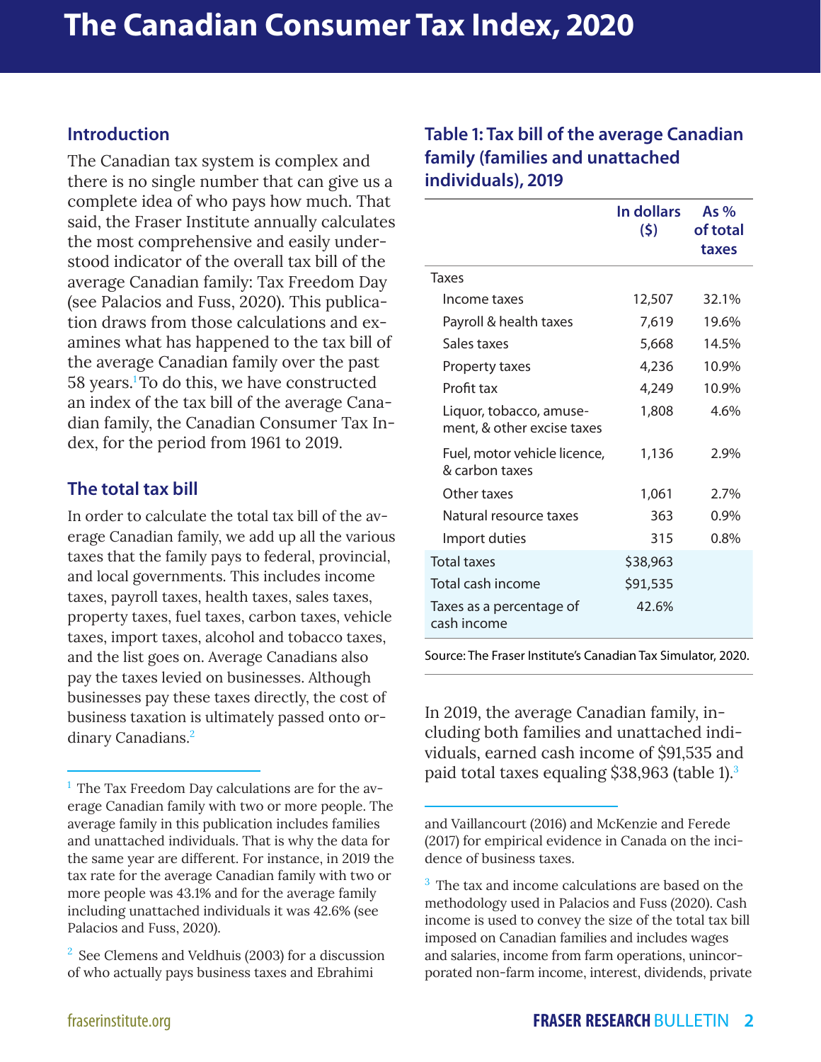# The Canadian Consumer Tax Index, 2020

## Introduction

The Canadian tax system is complex and there is no single number that can give us a complete idea of who pays how much. That said, the Fraser Institute annually calculates the most comprehensive and easily understood indicator of the overall tax bill of the average Canadian family: Tax Freedom Day (see Palacios and Fuss, 2020). This publication draws from those calculations and examines what has happened to the tax bill of the average Canadian family over the past 58 years.[1] To do this, we have constructed an index of the tax bill of the average Canadian family, the Canadian Consumer Tax Index, for the period from 1961 to 2019.

## The total tax bill

In order to calculate the total tax bill of the average Canadian family, we add up all the various taxes that the family pays to federal, provincial, and local governments. This includes income taxes, payroll taxes, health taxes, sales taxes, property taxes, fuel taxes, carbon taxes, vehicle taxes, import taxes, alcohol and tobacco taxes, and the list goes on. Average Canadians also pay the taxes levied on businesses. Although businesses pay these taxes directly, the cost of business taxation is ultimately passed onto ordinary Canadians.[2]

### Table 1: Tax bill of the average Canadian family (families and unattached individuals), 2019

| | In dollars ($) | As % of total taxes |
|---|---|---|
| Taxes | | |
| Income taxes | 12,507 | 32.1% |
| Payroll & health taxes | 7,619 | 19.6% |
| Sales taxes | 5,668 | 14.5% |
| Property taxes | 4,236 | 10.9% |
| Profit tax | 4,249 | 10.9% |
| Liquor, tobacco, amusement, & other excise taxes | 1,808 | 4.6% |
| Fuel, motor vehicle licence, & carbon taxes | 1,136 | 2.9% |
| Other taxes | 1,061 | 2.7% |
| Natural resource taxes | 363 | 0.9% |
| Import duties | 315 | 0.8% |
| Total taxes | $38,963 | |
| Total cash income | $91,535 | |
| Taxes as a percentage of cash income | 42.6% | |

Source: The Fraser Institute's Canadian Tax Simulator, 2020.

In 2019, the average Canadian family, including both families and unattached individuals, earned cash income of $91,535 and paid total taxes equaling $38,963 (table 1).[3]

---

[1] The Tax Freedom Day calculations are for the average Canadian family with two or more people. The average family in this publication includes families and unattached individuals. That is why the data for the same year are different. For instance, in 2019 the tax rate for the average Canadian family with two or more people was 43.1% and for the average family including unattached individuals it was 42.6% (see Palacios and Fuss, 2020).

[2] See Clemens and Veldhuis (2003) for a discussion of who actually pays business taxes and Ebrahimi and Vaillancourt (2016) and McKenzie and Ferede (2017) for empirical evidence in Canada on the incidence of business taxes.

[3] The tax and income calculations are based on the methodology used in Palacios and Fuss (2020). Cash income is used to convey the size of the total tax bill imposed on Canadian families and includes wages and salaries, income from farm operations, unincorporated non-farm income, interest, dividends, private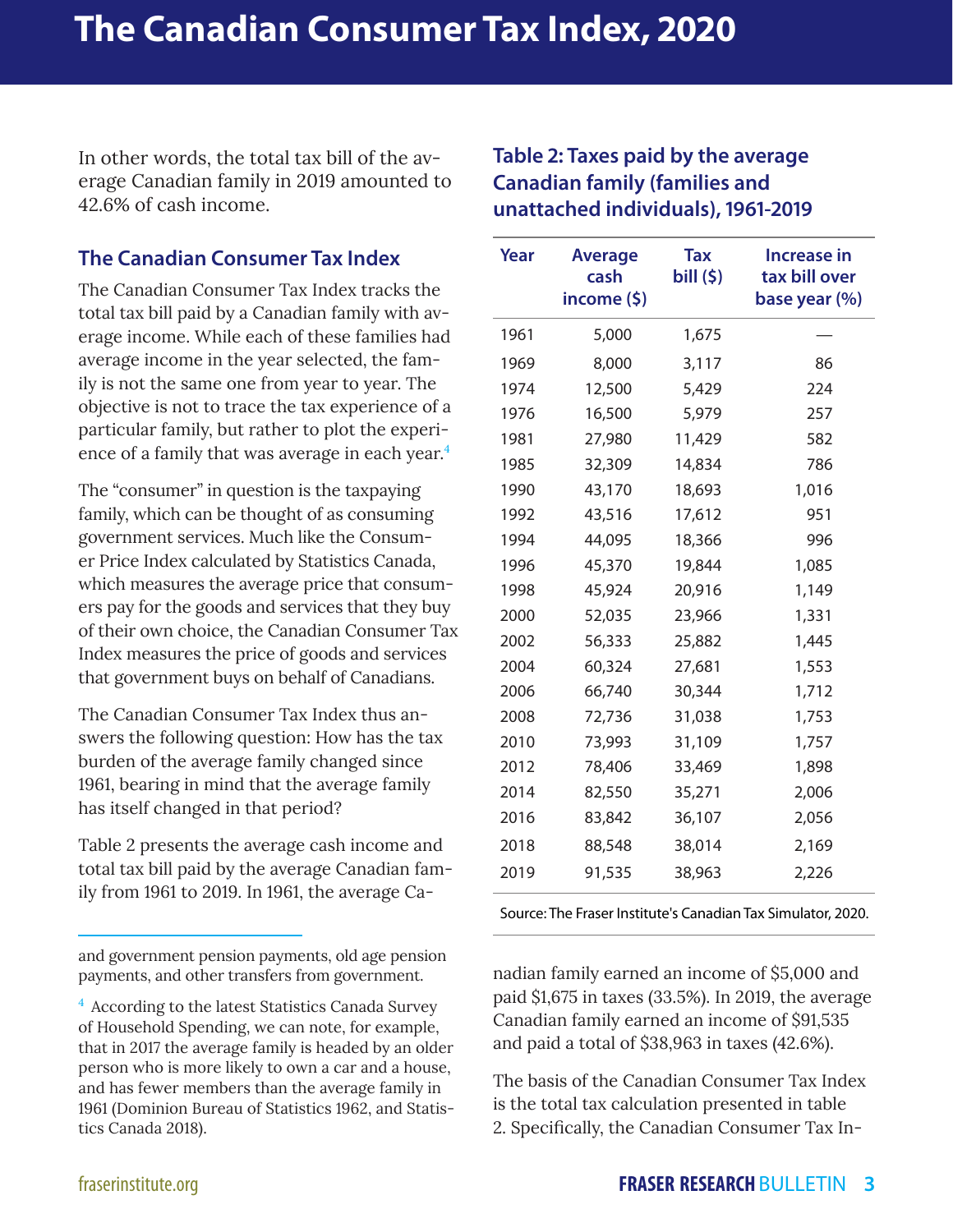In other words, the total tax bill of the average Canadian family in 2019 amounted to 42.6% of cash income.

## The Canadian Consumer Tax Index

The Canadian Consumer Tax Index tracks the total tax bill paid by a Canadian family with average income. While each of these families had average income in the year selected, the family is not the same one from year to year. The objective is not to trace the tax experience of a particular family, but rather to plot the experience of a family that was average in each year.[4]

The "consumer" in question is the taxpaying family, which can be thought of as consuming government services. Much like the Consumer Price Index calculated by Statistics Canada, which measures the average price that consumers pay for the goods and services that they buy of their own choice, the Canadian Consumer Tax Index measures the price of goods and services that government buys on behalf of Canadians.

The Canadian Consumer Tax Index thus answers the following question: How has the tax burden of the average family changed since 1961, bearing in mind that the average family has itself changed in that period?

Table 2 presents the average cash income and total tax bill paid by the average Canadian family from 1961 to 2019. In 1961, the average Canadian family earned an income of $5,000 and paid $1,675 in taxes (33.5%). In 2019, the average Canadian family earned an income of $91,535 and paid a total of $38,963 in taxes (42.6%).

### Table 2: Taxes paid by the average Canadian family (families and unattached individuals), 1961-2019

| Year | Average cash income ($) | Tax bill ($) | Increase in tax bill over base year (%) |
|---|---|---|---|
| 1961 | 5,000 | 1,675 | — |
| 1969 | 8,000 | 3,117 | 86 |
| 1974 | 12,500 | 5,429 | 224 |
| 1976 | 16,500 | 5,979 | 257 |
| 1981 | 27,980 | 11,429 | 582 |
| 1985 | 32,309 | 14,834 | 786 |
| 1990 | 43,170 | 18,693 | 1,016 |
| 1992 | 43,516 | 17,612 | 951 |
| 1994 | 44,095 | 18,366 | 996 |
| 1996 | 45,370 | 19,844 | 1,085 |
| 1998 | 45,924 | 20,916 | 1,149 |
| 2000 | 52,035 | 23,966 | 1,331 |
| 2002 | 56,333 | 25,882 | 1,445 |
| 2004 | 60,324 | 27,681 | 1,553 |
| 2006 | 66,740 | 30,344 | 1,712 |
| 2008 | 72,736 | 31,038 | 1,753 |
| 2010 | 73,993 | 31,109 | 1,757 |
| 2012 | 78,406 | 33,469 | 1,898 |
| 2014 | 82,550 | 35,271 | 2,006 |
| 2016 | 83,842 | 36,107 | 2,056 |
| 2018 | 88,548 | 38,014 | 2,169 |
| 2019 | 91,535 | 38,963 | 2,226 |

Source: The Fraser Institute's Canadian Tax Simulator, 2020.

The basis of the Canadian Consumer Tax Index is the total tax calculation presented in table 2. Specifically, the Canadian Consumer Tax In-

---

and government pension payments, old age pension payments, and other transfers from government.

[4] According to the latest Statistics Canada Survey of Household Spending, we can note, for example, that in 2017 the average family is headed by an older person who is more likely to own a car and a house, and has fewer members than the average family in 1961 (Dominion Bureau of Statistics 1962, and Statistics Canada 2018).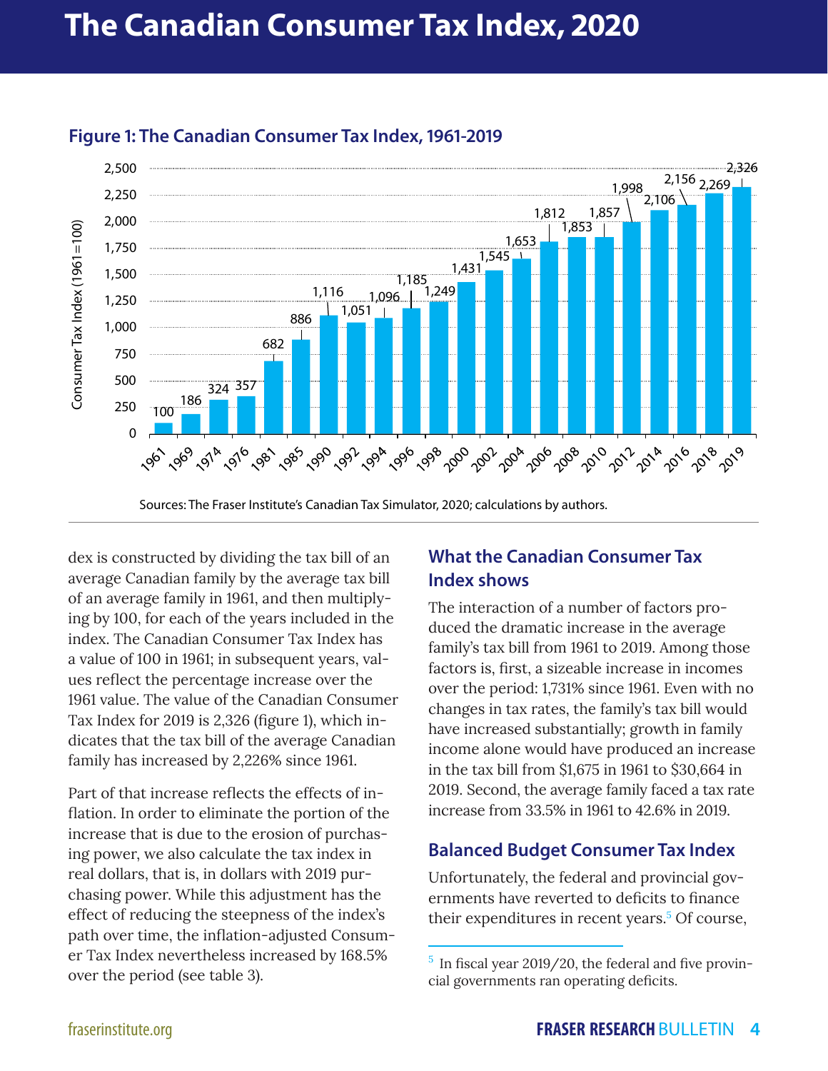# The Canadian Consumer Tax Index, 2020

**Figure 1: The Canadian Consumer Tax Index, 1961-2019**

| Year | Consumer Tax Index (1961=100) |
|---|---|
| 1961 | 100 |
| 1969 | 186 |
| 1974 | 324 |
| 1976 | 357 |
| 1981 | 682 |
| 1985 | 886 |
| 1990 | 1,116 |
| 1992 | 1,051 |
| 1994 | 1,096 |
| 1996 | 1,185 |
| 1998 | 1,249 |
| 2000 | 1,431 |
| 2002 | 1,545 |
| 2004 | 1,653 |
| 2006 | 1,812 |
| 2008 | 1,853 |
| 2010 | 1,857 |
| 2012 | 1,998 |
| 2014 | 2,106 |
| 2016 | 2,156 |
| 2018 | 2,269 |
| 2019 | 2,326 |

Sources: The Fraser Institute's Canadian Tax Simulator, 2020; calculations by authors.

dex is constructed by dividing the tax bill of an average Canadian family by the average tax bill of an average family in 1961, and then multiplying by 100, for each of the years included in the index. The Canadian Consumer Tax Index has a value of 100 in 1961; in subsequent years, values reflect the percentage increase over the 1961 value. The value of the Canadian Consumer Tax Index for 2019 is 2,326 (figure 1), which indicates that the tax bill of the average Canadian family has increased by 2,226% since 1961.

Part of that increase reflects the effects of inflation. In order to eliminate the portion of the increase that is due to the erosion of purchasing power, we also calculate the tax index in real dollars, that is, in dollars with 2019 purchasing power. While this adjustment has the effect of reducing the steepness of the index's path over time, the inflation-adjusted Consumer Tax Index nevertheless increased by 168.5% over the period (see table 3).

## What the Canadian Consumer Tax Index shows

The interaction of a number of factors produced the dramatic increase in the average family's tax bill from 1961 to 2019. Among those factors is, first, a sizeable increase in incomes over the period: 1,731% since 1961. Even with no changes in tax rates, the family's tax bill would have increased substantially; growth in family income alone would have produced an increase in the tax bill from $1,675 in 1961 to $30,664 in 2019. Second, the average family faced a tax rate increase from 33.5% in 1961 to 42.6% in 2019.

## Balanced Budget Consumer Tax Index

Unfortunately, the federal and provincial governments have reverted to deficits to finance their expenditures in recent years.[5] Of course,

[5] In fiscal year 2019/20, the federal and five provincial governments ran operating deficits.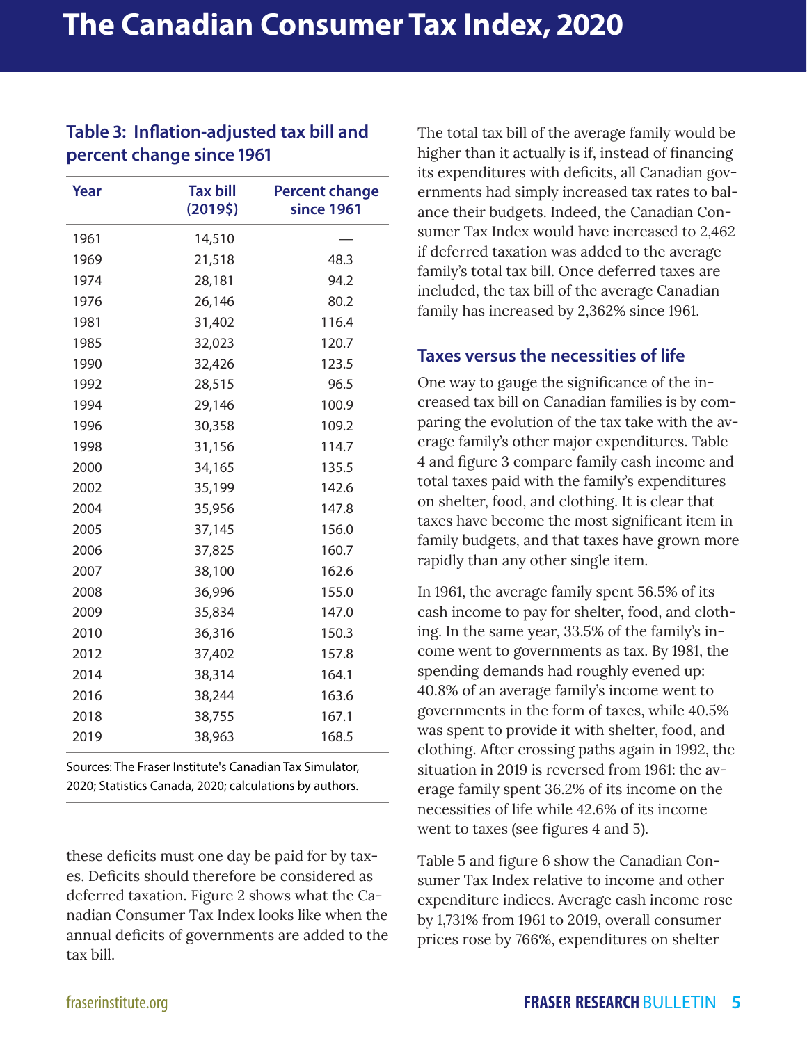**Table 3: Inflation-adjusted tax bill and percent change since 1961**

| Year | Tax bill (2019$) | Percent change since 1961 |
|---|---|---|
| 1961 | 14,510 | — |
| 1969 | 21,518 | 48.3 |
| 1974 | 28,181 | 94.2 |
| 1976 | 26,146 | 80.2 |
| 1981 | 31,402 | 116.4 |
| 1985 | 32,023 | 120.7 |
| 1990 | 32,426 | 123.5 |
| 1992 | 28,515 | 96.5 |
| 1994 | 29,146 | 100.9 |
| 1996 | 30,358 | 109.2 |
| 1998 | 31,156 | 114.7 |
| 2000 | 34,165 | 135.5 |
| 2002 | 35,199 | 142.6 |
| 2004 | 35,956 | 147.8 |
| 2005 | 37,145 | 156.0 |
| 2006 | 37,825 | 160.7 |
| 2007 | 38,100 | 162.6 |
| 2008 | 36,996 | 155.0 |
| 2009 | 35,834 | 147.0 |
| 2010 | 36,316 | 150.3 |
| 2012 | 37,402 | 157.8 |
| 2014 | 38,314 | 164.1 |
| 2016 | 38,244 | 163.6 |
| 2018 | 38,755 | 167.1 |
| 2019 | 38,963 | 168.5 |

Sources: The Fraser Institute's Canadian Tax Simulator, 2020; Statistics Canada, 2020; calculations by authors.

these deficits must one day be paid for by taxes. Deficits should therefore be considered as deferred taxation. Figure 2 shows what the Canadian Consumer Tax Index looks like when the annual deficits of governments are added to the tax bill.

The total tax bill of the average family would be higher than it actually is if, instead of financing its expenditures with deficits, all Canadian governments had simply increased tax rates to balance their budgets. Indeed, the Canadian Consumer Tax Index would have increased to 2,462 if deferred taxation was added to the average family's total tax bill. Once deferred taxes are included, the tax bill of the average Canadian family has increased by 2,362% since 1961.

## Taxes versus the necessities of life

One way to gauge the significance of the increased tax bill on Canadian families is by comparing the evolution of the tax take with the average family's other major expenditures. Table 4 and figure 3 compare family cash income and total taxes paid with the family's expenditures on shelter, food, and clothing. It is clear that taxes have become the most significant item in family budgets, and that taxes have grown more rapidly than any other single item.

In 1961, the average family spent 56.5% of its cash income to pay for shelter, food, and clothing. In the same year, 33.5% of the family's income went to governments as tax. By 1981, the spending demands had roughly evened up: 40.8% of an average family's income went to governments in the form of taxes, while 40.5% was spent to provide it with shelter, food, and clothing. After crossing paths again in 1992, the situation in 2019 is reversed from 1961: the average family spent 36.2% of its income on the necessities of life while 42.6% of its income went to taxes (see figures 4 and 5).

Table 5 and figure 6 show the Canadian Consumer Tax Index relative to income and other expenditure indices. Average cash income rose by 1,731% from 1961 to 2019, overall consumer prices rose by 766%, expenditures on shelter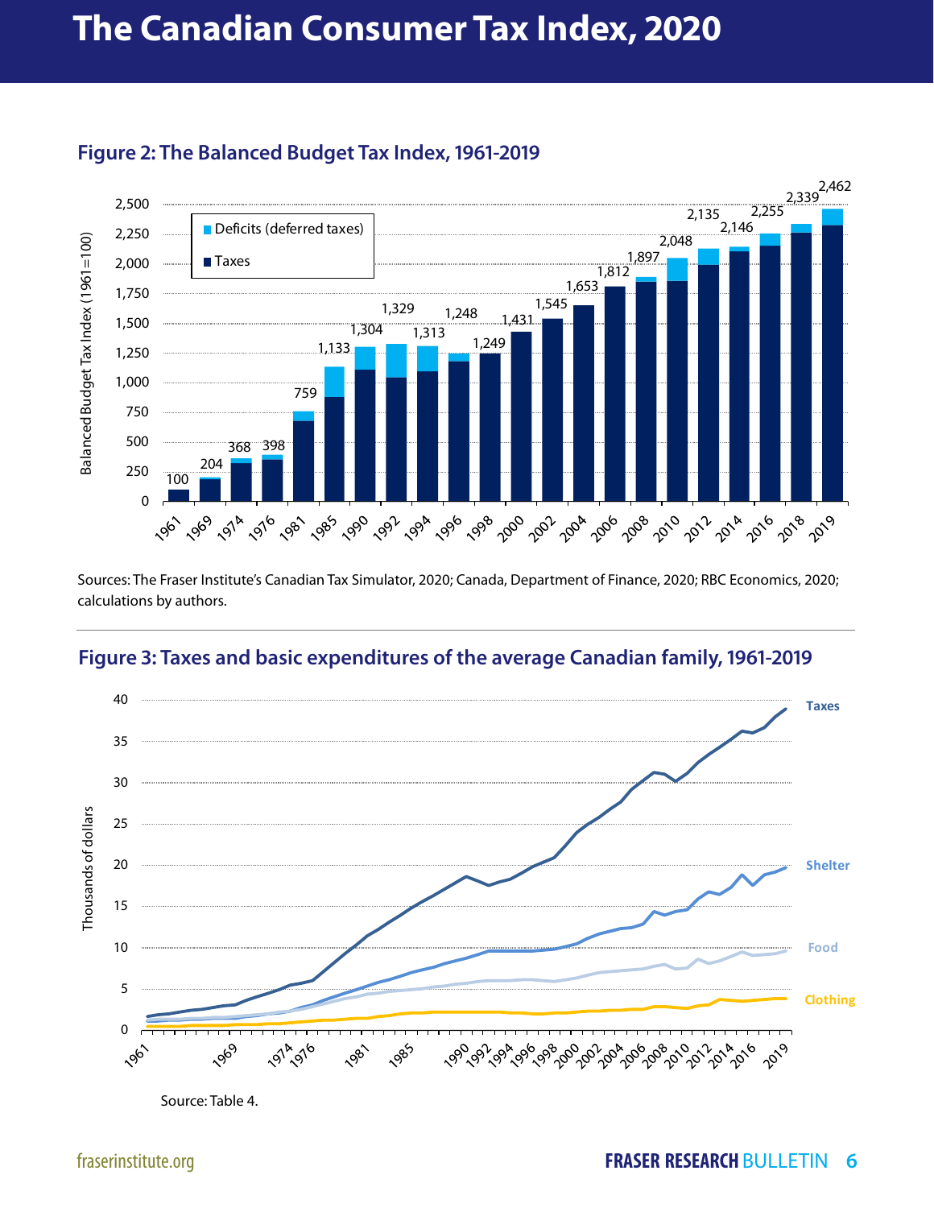# The Canadian Consumer Tax Index, 2020

## Figure 2: The Balanced Budget Tax Index, 1961-2019

Sources: The Fraser Institute's Canadian Tax Simulator, 2020; Canada, Department of Finance, 2020; RBC Economics, 2020; calculations by authors.

## Figure 3: Taxes and basic expenditures of the average Canadian family, 1961-2019

Source: Table 4.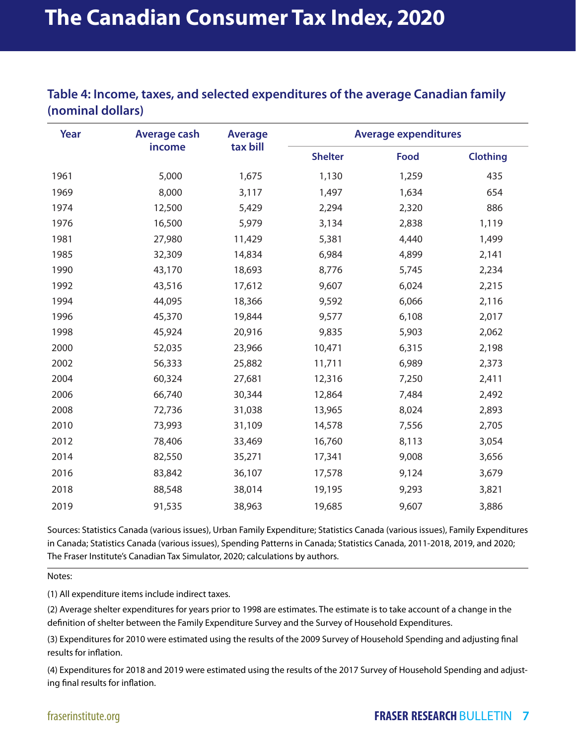# The Canadian Consumer Tax Index, 2020

## Table 4: Income, taxes, and selected expenditures of the average Canadian family (nominal dollars)

| Year | Average cash income | Average tax bill | Average expenditures | | |
|---|---|---|---|---|---|
| | | | Shelter | Food | Clothing |
| 1961 | 5,000 | 1,675 | 1,130 | 1,259 | 435 |
| 1969 | 8,000 | 3,117 | 1,497 | 1,634 | 654 |
| 1974 | 12,500 | 5,429 | 2,294 | 2,320 | 886 |
| 1976 | 16,500 | 5,979 | 3,134 | 2,838 | 1,119 |
| 1981 | 27,980 | 11,429 | 5,381 | 4,440 | 1,499 |
| 1985 | 32,309 | 14,834 | 6,984 | 4,899 | 2,141 |
| 1990 | 43,170 | 18,693 | 8,776 | 5,745 | 2,234 |
| 1992 | 43,516 | 17,612 | 9,607 | 6,024 | 2,215 |
| 1994 | 44,095 | 18,366 | 9,592 | 6,066 | 2,116 |
| 1996 | 45,370 | 19,844 | 9,577 | 6,108 | 2,017 |
| 1998 | 45,924 | 20,916 | 9,835 | 5,903 | 2,062 |
| 2000 | 52,035 | 23,966 | 10,471 | 6,315 | 2,198 |
| 2002 | 56,333 | 25,882 | 11,711 | 6,989 | 2,373 |
| 2004 | 60,324 | 27,681 | 12,316 | 7,250 | 2,411 |
| 2006 | 66,740 | 30,344 | 12,864 | 7,484 | 2,492 |
| 2008 | 72,736 | 31,038 | 13,965 | 8,024 | 2,893 |
| 2010 | 73,993 | 31,109 | 14,578 | 7,556 | 2,705 |
| 2012 | 78,406 | 33,469 | 16,760 | 8,113 | 3,054 |
| 2014 | 82,550 | 35,271 | 17,341 | 9,008 | 3,656 |
| 2016 | 83,842 | 36,107 | 17,578 | 9,124 | 3,679 |
| 2018 | 88,548 | 38,014 | 19,195 | 9,293 | 3,821 |
| 2019 | 91,535 | 38,963 | 19,685 | 9,607 | 3,886 |

Sources: Statistics Canada (various issues), Urban Family Expenditure; Statistics Canada (various issues), Family Expenditures in Canada; Statistics Canada (various issues), Spending Patterns in Canada; Statistics Canada, 2011-2018, 2019, and 2020; The Fraser Institute's Canadian Tax Simulator, 2020; calculations by authors.

Notes:

(1) All expenditure items include indirect taxes.

(2) Average shelter expenditures for years prior to 1998 are estimates. The estimate is to take account of a change in the definition of shelter between the Family Expenditure Survey and the Survey of Household Expenditures.

(3) Expenditures for 2010 were estimated using the results of the 2009 Survey of Household Spending and adjusting final results for inflation.

(4) Expenditures for 2018 and 2019 were estimated using the results of the 2017 Survey of Household Spending and adjusting final results for inflation.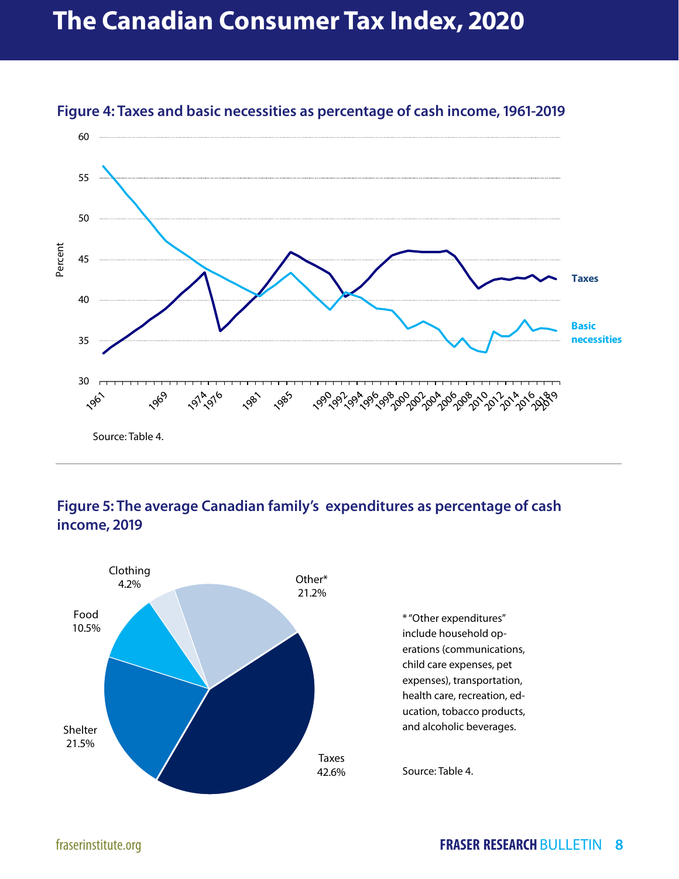## Figure 4: Taxes and basic necessities as percentage of cash income, 1961-2019

Source: Table 4.

## Figure 5: The average Canadian family's expenditures as percentage of cash income, 2019

\* "Other expenditures" include household operations (communications, child care expenses, pet expenses), transportation, health care, recreation, education, tobacco products, and alcoholic beverages.

Source: Table 4.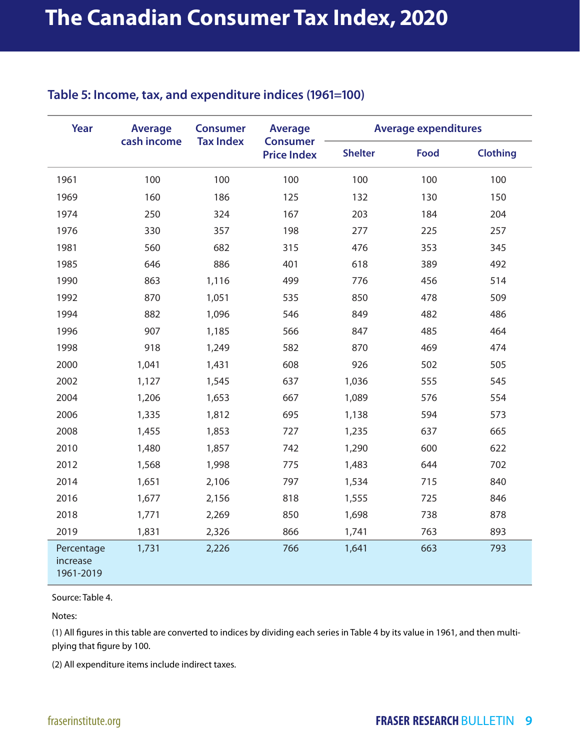# The Canadian Consumer Tax Index, 2020

### Table 5: Income, tax, and expenditure indices (1961=100)

| Year | Average cash income | Consumer Tax Index | Average Consumer Price Index | Average expenditures | | |
|---|---|---|---|---|---|---|
| | | | | Shelter | Food | Clothing |
| 1961 | 100 | 100 | 100 | 100 | 100 | 100 |
| 1969 | 160 | 186 | 125 | 132 | 130 | 150 |
| 1974 | 250 | 324 | 167 | 203 | 184 | 204 |
| 1976 | 330 | 357 | 198 | 277 | 225 | 257 |
| 1981 | 560 | 682 | 315 | 476 | 353 | 345 |
| 1985 | 646 | 886 | 401 | 618 | 389 | 492 |
| 1990 | 863 | 1,116 | 499 | 776 | 456 | 514 |
| 1992 | 870 | 1,051 | 535 | 850 | 478 | 509 |
| 1994 | 882 | 1,096 | 546 | 849 | 482 | 486 |
| 1996 | 907 | 1,185 | 566 | 847 | 485 | 464 |
| 1998 | 918 | 1,249 | 582 | 870 | 469 | 474 |
| 2000 | 1,041 | 1,431 | 608 | 926 | 502 | 505 |
| 2002 | 1,127 | 1,545 | 637 | 1,036 | 555 | 545 |
| 2004 | 1,206 | 1,653 | 667 | 1,089 | 576 | 554 |
| 2006 | 1,335 | 1,812 | 695 | 1,138 | 594 | 573 |
| 2008 | 1,455 | 1,853 | 727 | 1,235 | 637 | 665 |
| 2010 | 1,480 | 1,857 | 742 | 1,290 | 600 | 622 |
| 2012 | 1,568 | 1,998 | 775 | 1,483 | 644 | 702 |
| 2014 | 1,651 | 2,106 | 797 | 1,534 | 715 | 840 |
| 2016 | 1,677 | 2,156 | 818 | 1,555 | 725 | 846 |
| 2018 | 1,771 | 2,269 | 850 | 1,698 | 738 | 878 |
| 2019 | 1,831 | 2,326 | 866 | 1,741 | 763 | 893 |
| Percentage increase 1961-2019 | 1,731 | 2,226 | 766 | 1,641 | 663 | 793 |

Source: Table 4.

Notes:

(1) All figures in this table are converted to indices by dividing each series in Table 4 by its value in 1961, and then multiplying that figure by 100.

(2) All expenditure items include indirect taxes.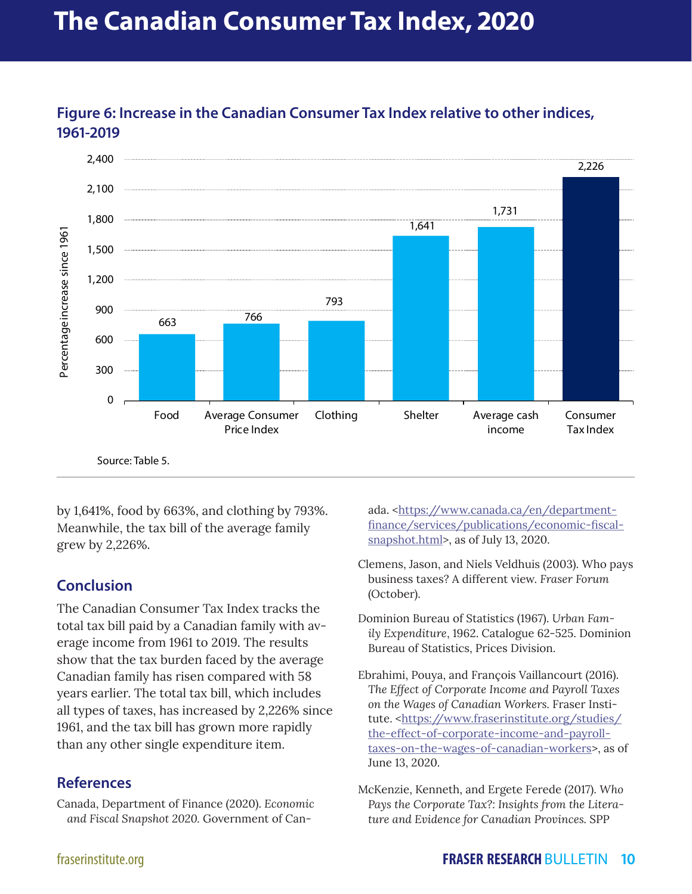# The Canadian Consumer Tax Index, 2020

**Figure 6: Increase in the Canadian Consumer Tax Index relative to other indices, 1961-2019**

| Category | Percentage increase since 1961 |
| --- | --- |
| Food | 663 |
| Average Consumer Price Index | 766 |
| Clothing | 793 |
| Shelter | 1,641 |
| Average cash income | 1,731 |
| Consumer Tax Index | 2,226 |

Source: Table 5.

by 1,641%, food by 663%, and clothing by 793%. Meanwhile, the tax bill of the average family grew by 2,226%.

## Conclusion

The Canadian Consumer Tax Index tracks the total tax bill paid by a Canadian family with average income from 1961 to 2019. The results show that the tax burden faced by the average Canadian family has risen compared with 58 years earlier. The total tax bill, which includes all types of taxes, has increased by 2,226% since 1961, and the tax bill has grown more rapidly than any other single expenditure item.

## References

Canada, Department of Finance (2020). *Economic and Fiscal Snapshot 2020*. Government of Canada. <https://www.canada.ca/en/department-finance/services/publications/economic-fiscal-snapshot.html>, as of July 13, 2020.

Clemens, Jason, and Niels Veldhuis (2003). Who pays business taxes? A different view. *Fraser Forum* (October).

Dominion Bureau of Statistics (1967). *Urban Family Expenditure*, 1962. Catalogue 62-525. Dominion Bureau of Statistics, Prices Division.

Ebrahimi, Pouya, and François Vaillancourt (2016). *The Effect of Corporate Income and Payroll Taxes on the Wages of Canadian Workers*. Fraser Institute. <https://www.fraserinstitute.org/studies/the-effect-of-corporate-income-and-payroll-taxes-on-the-wages-of-canadian-workers>, as of June 13, 2020.

McKenzie, Kenneth, and Ergete Ferede (2017). *Who Pays the Corporate Tax?: Insights from the Literature and Evidence for Canadian Provinces*. SPP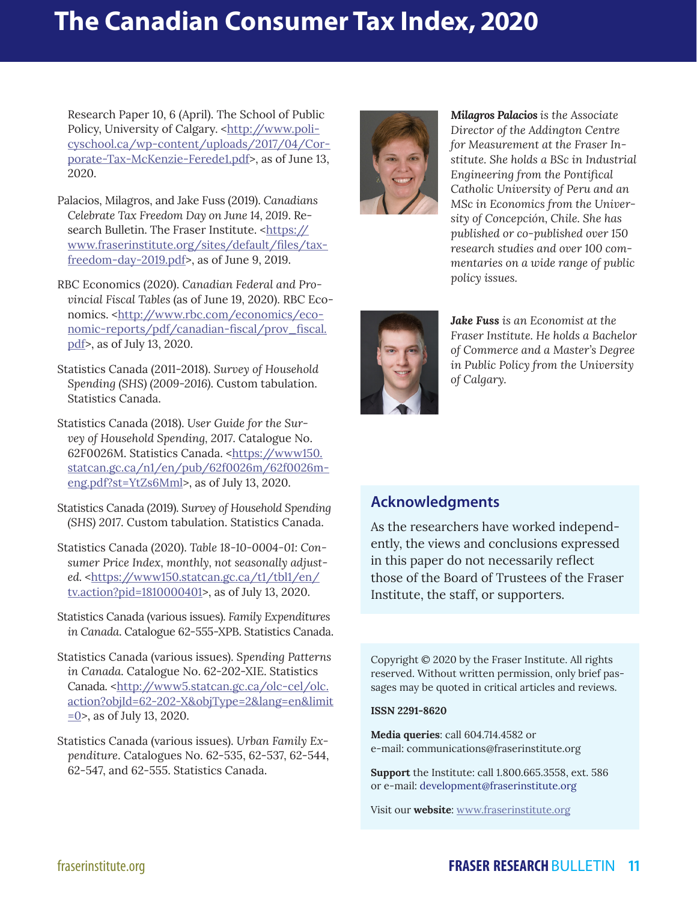Research Paper 10, 6 (April). The School of Public Policy, University of Calgary. <http://www.policyschool.ca/wp-content/uploads/2017/04/Corporate-Tax-McKenzie-Ferede1.pdf>, as of June 13, 2020.

Palacios, Milagros, and Jake Fuss (2019). *Canadians Celebrate Tax Freedom Day on June 14, 2019.* Research Bulletin. The Fraser Institute. <https://www.fraserinstitute.org/sites/default/files/tax-freedom-day-2019.pdf>, as of June 9, 2019.

RBC Economics (2020). *Canadian Federal and Provincial Fiscal Tables* (as of June 19, 2020). RBC Economics. <http://www.rbc.com/economics/economic-reports/pdf/canadian-fiscal/prov_fiscal.pdf>, as of July 13, 2020.

Statistics Canada (2011-2018). *Survey of Household Spending (SHS)* (2009-2016). Custom tabulation. Statistics Canada.

Statistics Canada (2018). *User Guide for the Survey of Household Spending,* 2017. Catalogue No. 62F0026M. Statistics Canada. <https://www150.statcan.gc.ca/n1/en/pub/62f0026m/62f0026m-eng.pdf?st=YtZs6Mml>, as of July 13, 2020.

Statistics Canada (2019). *Survey of Household Spending (SHS)* 2017. Custom tabulation. Statistics Canada.

Statistics Canada (2020). *Table 18-10-0004-01: Consumer Price Index, monthly, not seasonally adjusted.* <https://www150.statcan.gc.ca/t1/tbl1/en/tv.action?pid=1810000401>, as of July 13, 2020.

Statistics Canada (various issues). *Family Expenditures in Canada.* Catalogue 62-555-XPB. Statistics Canada.

Statistics Canada (various issues). *Spending Patterns in Canada.* Catalogue No. 62-202-XIE. Statistics Canada. <http://www5.statcan.gc.ca/olc-cel/olc.action?objId=62-202-X&objType=2&lang=en&limit=0>, as of July 13, 2020.

Statistics Canada (various issues). *Urban Family Expenditure.* Catalogues No. 62-535, 62-537, 62-544, 62-547, and 62-555. Statistics Canada.

***Milagros Palacios*** *is the Associate Director of the Addington Centre for Measurement at the Fraser Institute. She holds a BSc in Industrial Engineering from the Pontifical Catholic University of Peru and an MSc in Economics from the University of Concepción, Chile. She has published or co-published over 150 research studies and over 100 commentaries on a wide range of public policy issues.*

***Jake Fuss*** *is an Economist at the Fraser Institute. He holds a Bachelor of Commerce and a Master's Degree in Public Policy from the University of Calgary.*

## Acknowledgments

As the researchers have worked independently, the views and conclusions expressed in this paper do not necessarily reflect those of the Board of Trustees of the Fraser Institute, the staff, or supporters.

Copyright © 2020 by the Fraser Institute. All rights reserved. Without written permission, only brief passages may be quoted in critical articles and reviews.

**ISSN 2291-8620**

**Media queries**: call 604.714.4582 or e-mail: communications@fraserinstitute.org

**Support** the Institute: call 1.800.665.3558, ext. 586 or e-mail: development@fraserinstitute.org

Visit our **website**: www.fraserinstitute.org